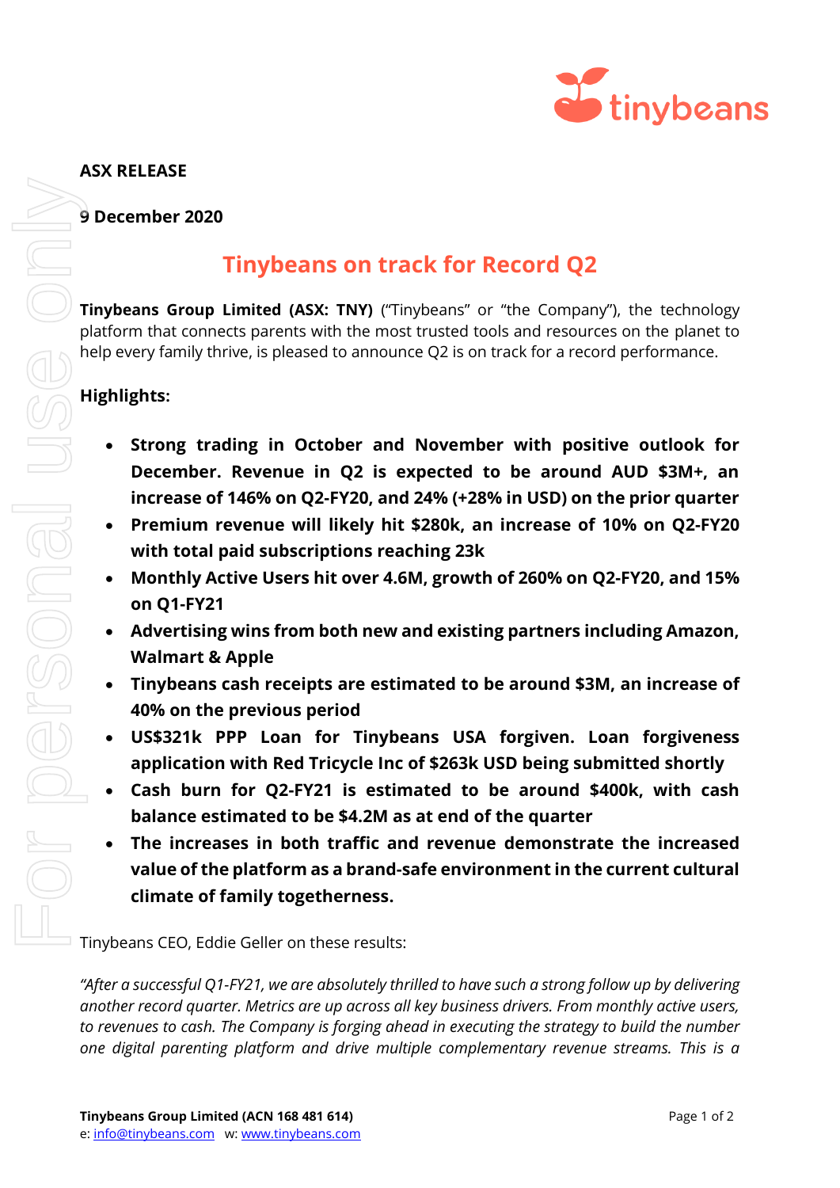**ASX RELEASE**

**9 December 2020**

# Tinybeans on track for Record Q2

**Tinybeans Group Limited (ASX: TNY)** ("Tinybeans" or "the Company"), the technology platform that connects parents with the most trusted tools and resources on the planet to help every family thrive, is pleased to announce Q2 is on track for a record performance.

**Highlights:**

- **Strong trading in October and November with positive outlook for December. Revenue in Q2 is expected to be around AUD $3M+, an increase of 146% on Q2-FY20, and 24% (+28% in USD) on the prior quarter**
- **Premium revenue will likely hit $280k, an increase of 10% on Q2-FY20 with total paid subscriptions reaching 23k**
- **Monthly Active Users hit over 4.6M, growth of 260% on Q2-FY20, and 15% on Q1-FY21**
- **Advertising wins from both new and existing partners including Amazon, Walmart & Apple**
- **Tinybeans cash receipts are estimated to be around $3M, an increase of 40% on the previous period**
- **US$321k PPP Loan for Tinybeans USA forgiven. Loan forgiveness application with Red Tricycle Inc of $263k USD being submitted shortly**
- **Cash burn for Q2-FY21 is estimated to be around $400k, with cash balance estimated to be $4.2M as at end of the quarter**
- **The increases in both traffic and revenue demonstrate the increased value of the platform as a brand-safe environment in the current cultural climate of family togetherness.**

Tinybeans CEO, Eddie Geller on these results:

*"After a successful Q1-FY21, we are absolutely thrilled to have such a strong follow up by delivering another record quarter. Metrics are up across all key business drivers. From monthly active users, to revenues to cash. The Company is forging ahead in executing the strategy to build the number one digital parenting platform and drive multiple complementary revenue streams. This is a*

**Tinybeans Group Limited (ACN 168 481 614)**
e: info@tinybeans.com w: www.tinybeans.com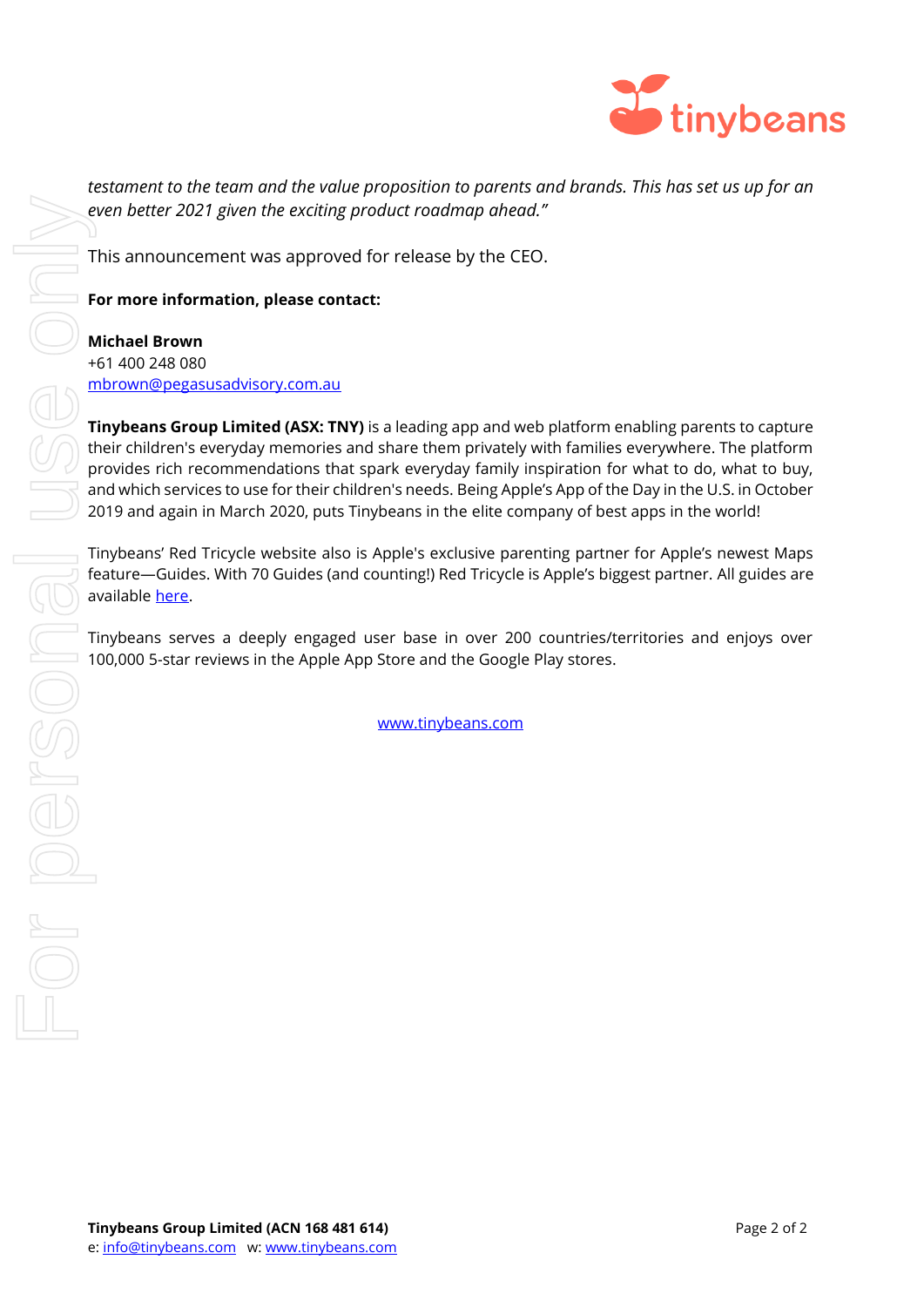*testament to the team and the value proposition to parents and brands. This has set us up for an even better 2021 given the exciting product roadmap ahead."*

This announcement was approved for release by the CEO.

**For more information, please contact:**

**Michael Brown**
+61 400 248 080
mbrown@pegasusadvisory.com.au

**Tinybeans Group Limited (ASX: TNY)** is a leading app and web platform enabling parents to capture their children's everyday memories and share them privately with families everywhere. The platform provides rich recommendations that spark everyday family inspiration for what to do, what to buy, and which services to use for their children's needs. Being Apple's App of the Day in the U.S. in October 2019 and again in March 2020, puts Tinybeans in the elite company of best apps in the world!

Tinybeans' Red Tricycle website also is Apple's exclusive parenting partner for Apple's newest Maps feature—Guides. With 70 Guides (and counting!) Red Tricycle is Apple's biggest partner. All guides are available here.

Tinybeans serves a deeply engaged user base in over 200 countries/territories and enjoys over 100,000 5-star reviews in the Apple App Store and the Google Play stores.

www.tinybeans.com